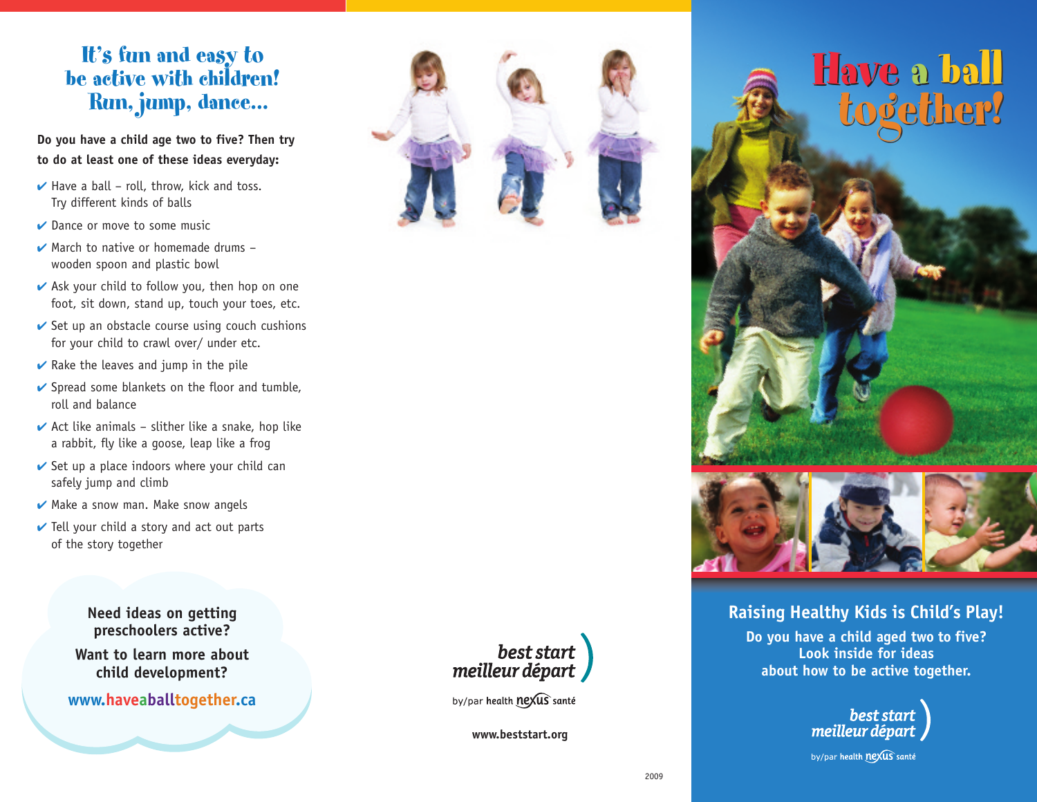# It's fun and easy to be active with children! Run, jump, dance...

**Do you have a child age two to five? Then try to do at least one of these ideas everyday:**

- ✔ Have a ball – roll, throw, kick and toss. Try different kinds of balls
- ✔ Dance or move to some music
- ✔ March to native or homemade drums – wooden spoon and plastic bowl
- ✔ Ask your child to follow you, then hop on one foot, sit down, stand up, touch your toes, etc.
- ✔ Set up an obstacle course using couch cushions for your child to crawl over/ under etc.
- ✔ Rake the leaves and jump in the pile
- ✔ Spread some blankets on the floor and tumble, roll and balance
- ✔ Act like animals – slither like a snake, hop like a rabbit, fly like a goose, leap like a frog
- ✔ Set up a place indoors where your child can safely jump and climb
- ✔ Make a snow man. Make snow angels
- ✔ Tell your child a story and act out parts of the story together

**Need ideas on getting preschoolers active?**

**Want to learn more about child development?**

**www.haveaballtogether.ca**

best start
meilleur départ

by/par health nexus santé

**www.beststart.org**

2009

# Have a ball together!

## Raising Healthy Kids is Child's Play!

**Do you have a child aged two to five? Look inside for ideas about how to be active together.**

best start
meilleur départ

by/par health nexus santé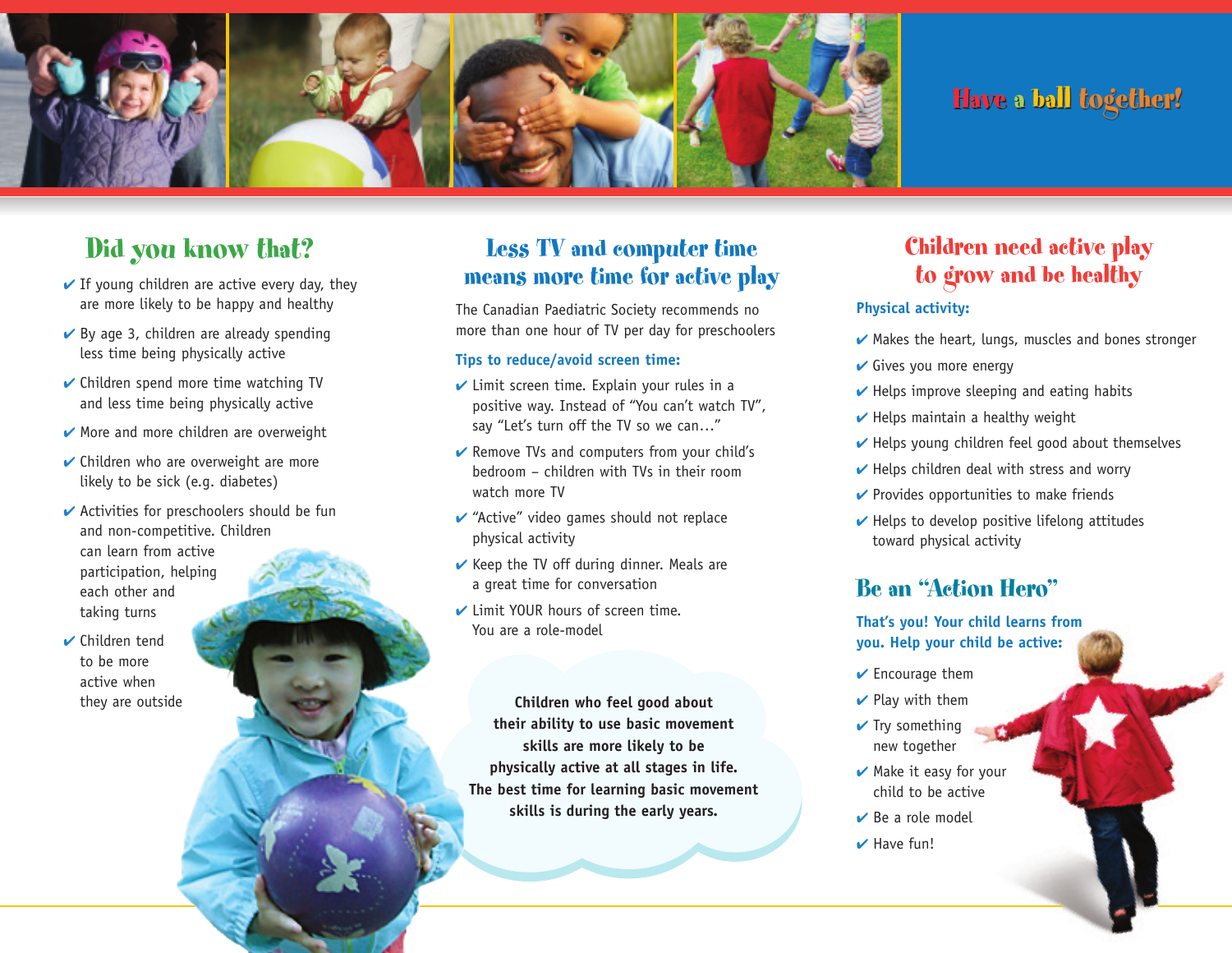## Have a ball together!

## Did you know that?

- If young children are active every day, they are more likely to be happy and healthy
- By age 3, children are already spending less time being physically active
- Children spend more time watching TV and less time being physically active
- More and more children are overweight
- Children who are overweight are more likely to be sick (e.g. diabetes)
- Activities for preschoolers should be fun and non-competitive. Children can learn from active participation, helping each other and taking turns
- Children tend to be more active when they are outside

## Less TV and computer time means more time for active play

The Canadian Paediatric Society recommends no more than one hour of TV per day for preschoolers

**Tips to reduce/avoid screen time:**

- Limit screen time. Explain your rules in a positive way. Instead of "You can't watch TV", say "Let's turn off the TV so we can…"
- Remove TVs and computers from your child's bedroom – children with TVs in their room watch more TV
- "Active" video games should not replace physical activity
- Keep the TV off during dinner. Meals are a great time for conversation
- Limit YOUR hours of screen time. You are a role-model

**Children who feel good about their ability to use basic movement skills are more likely to be physically active at all stages in life. The best time for learning basic movement skills is during the early years.**

## Children need active play to grow and be healthy

**Physical activity:**

- Makes the heart, lungs, muscles and bones stronger
- Gives you more energy
- Helps improve sleeping and eating habits
- Helps maintain a healthy weight
- Helps young children feel good about themselves
- Helps children deal with stress and worry
- Provides opportunities to make friends
- Helps to develop positive lifelong attitudes toward physical activity

## Be an "Action Hero"

**That's you! Your child learns from you. Help your child be active:**

- Encourage them
- Play with them
- Try something new together
- Make it easy for your child to be active
- Be a role model
- Have fun!